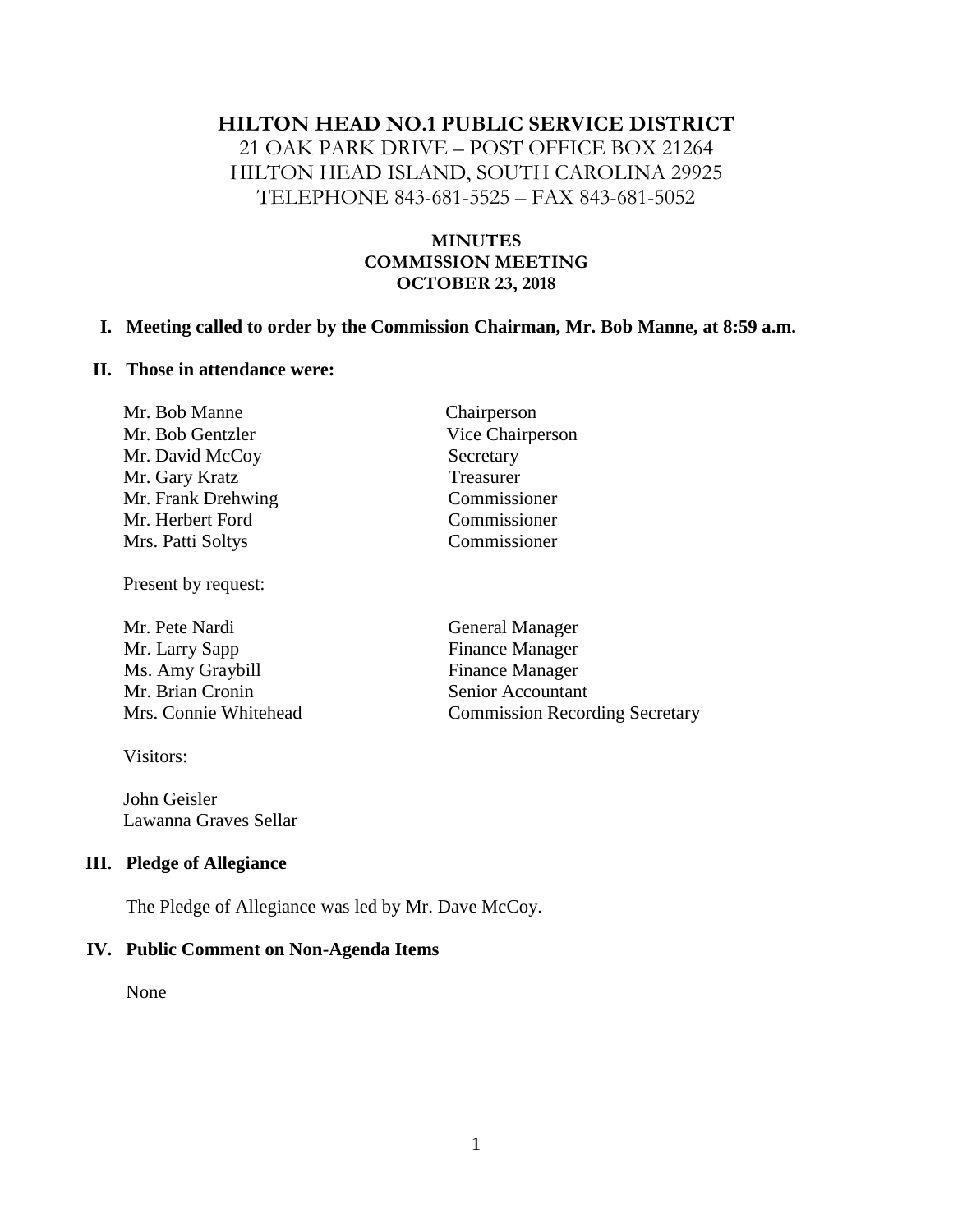# HILTON HEAD NO.1 PUBLIC SERVICE DISTRICT

21 OAK PARK DRIVE – POST OFFICE BOX 21264
HILTON HEAD ISLAND, SOUTH CAROLINA 29925
TELEPHONE 843-681-5525 – FAX 843-681-5052

## MINUTES
## COMMISSION MEETING
## OCTOBER 23, 2018

**I. Meeting called to order by the Commission Chairman, Mr. Bob Manne, at 8:59 a.m.**

**II. Those in attendance were:**

| | |
|---|---|
| Mr. Bob Manne | Chairperson |
| Mr. Bob Gentzler | Vice Chairperson |
| Mr. David McCoy | Secretary |
| Mr. Gary Kratz | Treasurer |
| Mr. Frank Drehwing | Commissioner |
| Mr. Herbert Ford | Commissioner |
| Mrs. Patti Soltys | Commissioner |

Present by request:

| | |
|---|---|
| Mr. Pete Nardi | General Manager |
| Mr. Larry Sapp | Finance Manager |
| Ms. Amy Graybill | Finance Manager |
| Mr. Brian Cronin | Senior Accountant |
| Mrs. Connie Whitehead | Commission Recording Secretary |

Visitors:

John Geisler
Lawanna Graves Sellar

**III. Pledge of Allegiance**

The Pledge of Allegiance was led by Mr. Dave McCoy.

**IV. Public Comment on Non-Agenda Items**

None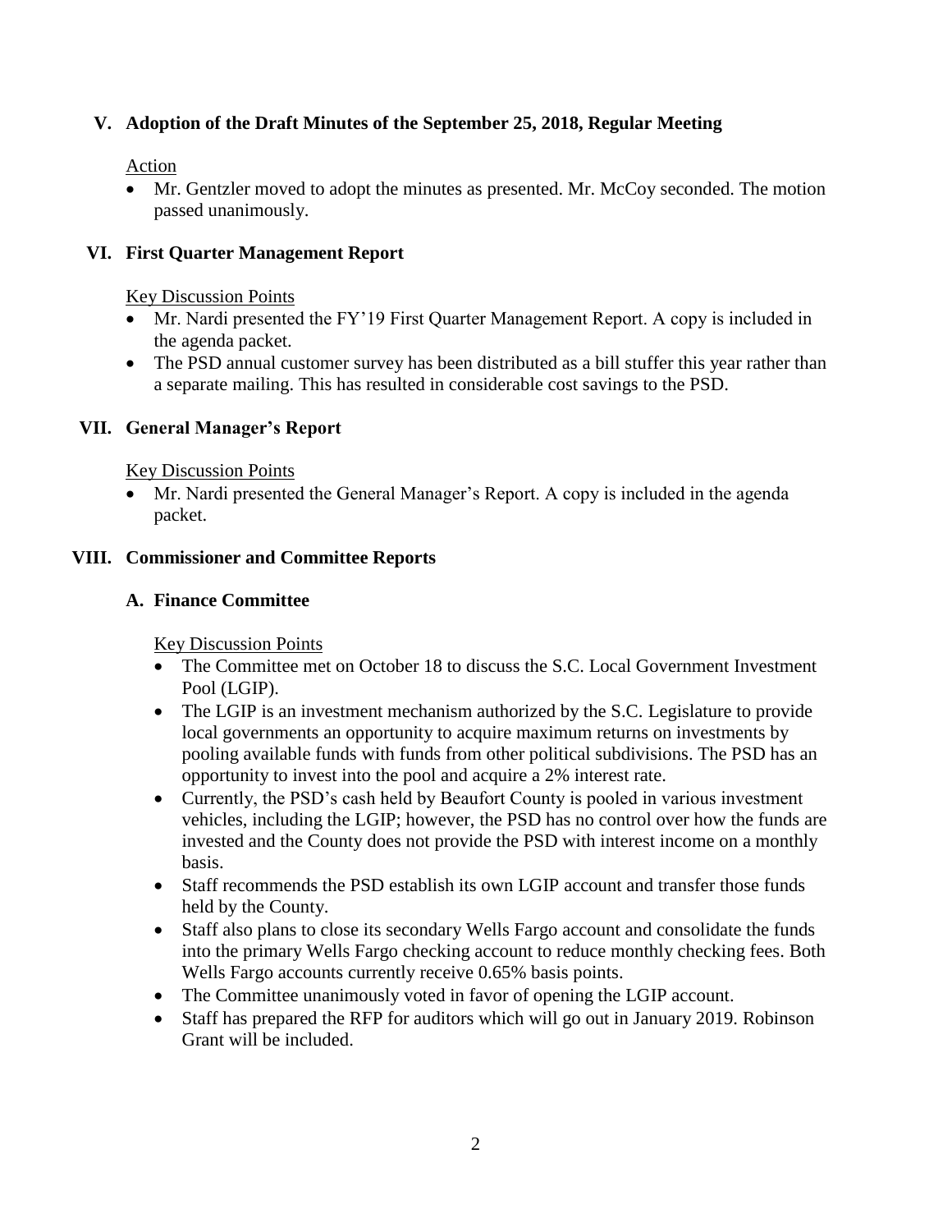## V. Adoption of the Draft Minutes of the September 25, 2018, Regular Meeting

Action

- Mr. Gentzler moved to adopt the minutes as presented. Mr. McCoy seconded. The motion passed unanimously.

## VI. First Quarter Management Report

Key Discussion Points

- Mr. Nardi presented the FY'19 First Quarter Management Report. A copy is included in the agenda packet.
- The PSD annual customer survey has been distributed as a bill stuffer this year rather than a separate mailing. This has resulted in considerable cost savings to the PSD.

## VII. General Manager's Report

Key Discussion Points

- Mr. Nardi presented the General Manager's Report. A copy is included in the agenda packet.

## VIII. Commissioner and Committee Reports

### A. Finance Committee

Key Discussion Points

- The Committee met on October 18 to discuss the S.C. Local Government Investment Pool (LGIP).
- The LGIP is an investment mechanism authorized by the S.C. Legislature to provide local governments an opportunity to acquire maximum returns on investments by pooling available funds with funds from other political subdivisions. The PSD has an opportunity to invest into the pool and acquire a 2% interest rate.
- Currently, the PSD's cash held by Beaufort County is pooled in various investment vehicles, including the LGIP; however, the PSD has no control over how the funds are invested and the County does not provide the PSD with interest income on a monthly basis.
- Staff recommends the PSD establish its own LGIP account and transfer those funds held by the County.
- Staff also plans to close its secondary Wells Fargo account and consolidate the funds into the primary Wells Fargo checking account to reduce monthly checking fees. Both Wells Fargo accounts currently receive 0.65% basis points.
- The Committee unanimously voted in favor of opening the LGIP account.
- Staff has prepared the RFP for auditors which will go out in January 2019. Robinson Grant will be included.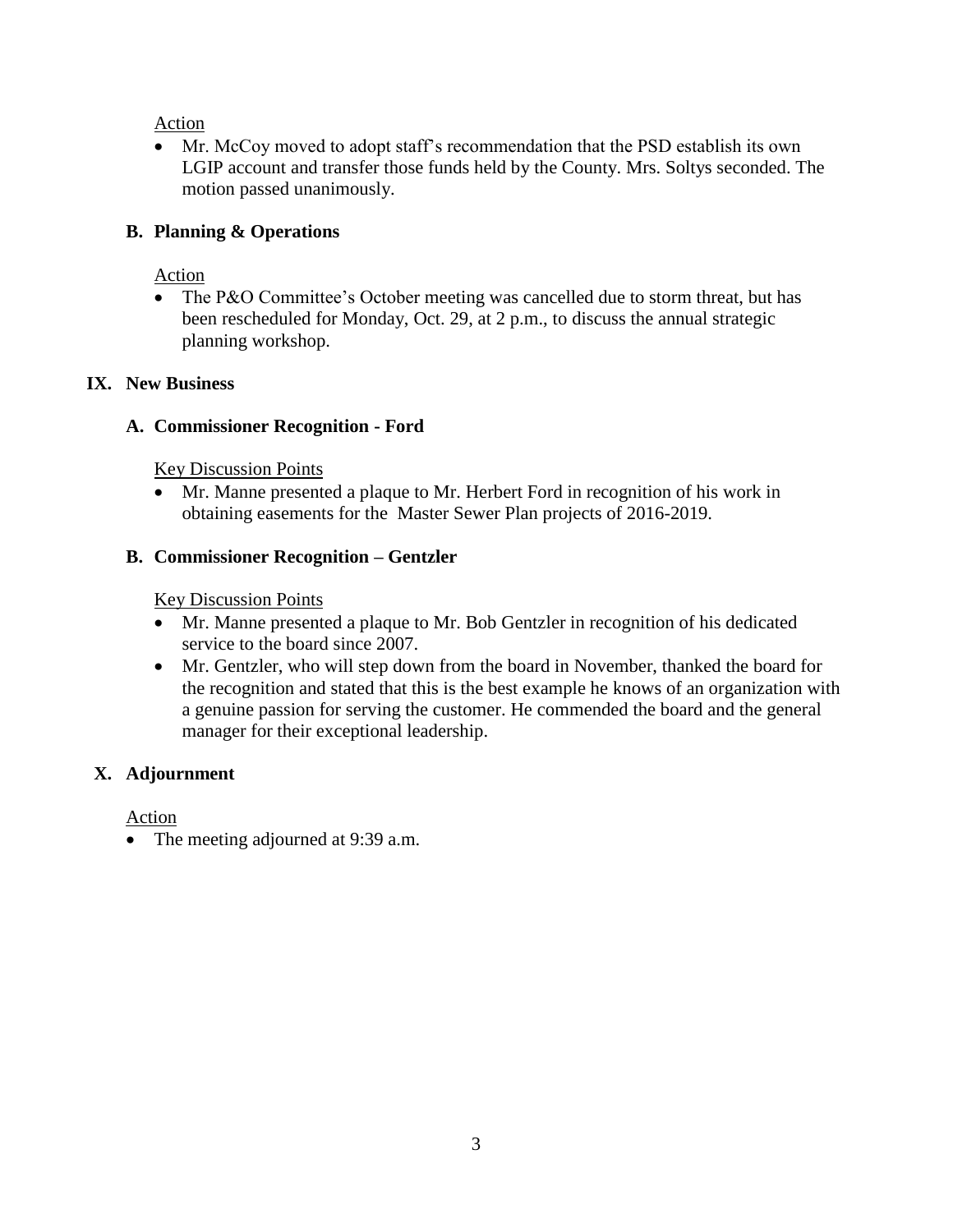Action

- Mr. McCoy moved to adopt staff's recommendation that the PSD establish its own LGIP account and transfer those funds held by the County. Mrs. Soltys seconded. The motion passed unanimously.

### B. Planning & Operations

Action

- The P&O Committee's October meeting was cancelled due to storm threat, but has been rescheduled for Monday, Oct. 29, at 2 p.m., to discuss the annual strategic planning workshop.

## IX. New Business

### A. Commissioner Recognition - Ford

Key Discussion Points

- Mr. Manne presented a plaque to Mr. Herbert Ford in recognition of his work in obtaining easements for the Master Sewer Plan projects of 2016-2019.

### B. Commissioner Recognition – Gentzler

Key Discussion Points

- Mr. Manne presented a plaque to Mr. Bob Gentzler in recognition of his dedicated service to the board since 2007.
- Mr. Gentzler, who will step down from the board in November, thanked the board for the recognition and stated that this is the best example he knows of an organization with a genuine passion for serving the customer. He commended the board and the general manager for their exceptional leadership.

## X. Adjournment

Action

- The meeting adjourned at 9:39 a.m.